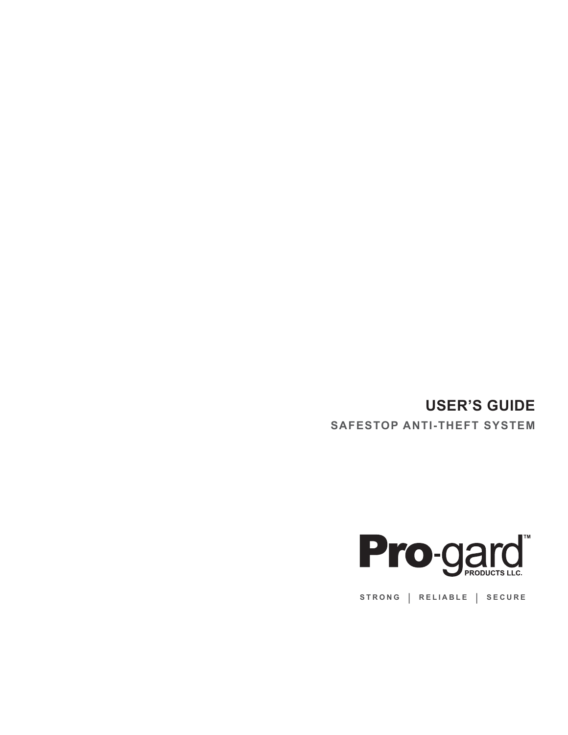# USER'S GUIDE

## SAFESTOP ANTI-THEFT SYSTEM

Pro-gard™
PRODUCTS LLC.

STRONG | RELIABLE | SECURE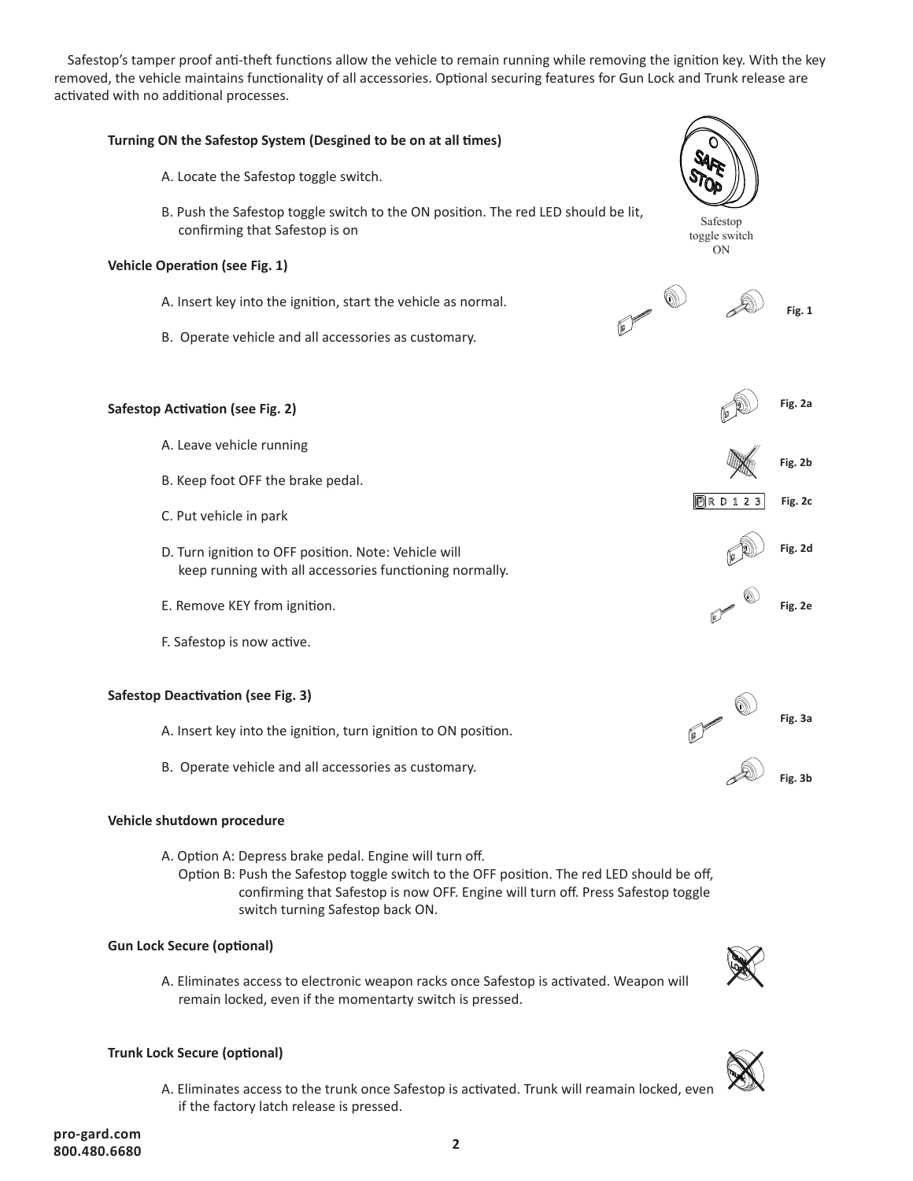Safestop's tamper proof anti-theft functions allow the vehicle to remain running while removing the ignition key. With the key removed, the vehicle maintains functionality of all accessories. Optional securing features for Gun Lock and Trunk release are activated with no additional processes.

**Turning ON the Safestop System (Desgined to be on at all times)**

A. Locate the Safestop toggle switch.

B. Push the Safestop toggle switch to the ON position. The red LED should be lit, confirming that Safestop is on

Safestop toggle switch ON

**Vehicle Operation (see Fig. 1)**

A. Insert key into the ignition, start the vehicle as normal.

B. Operate vehicle and all accessories as customary.

Fig. 1

**Safestop Activation (see Fig. 2)**

A. Leave vehicle running

B. Keep foot OFF the brake pedal.

C. Put vehicle in park

D. Turn ignition to OFF position. Note: Vehicle will keep running with all accessories functioning normally.

E. Remove KEY from ignition.

F. Safestop is now active.

Fig. 2a

Fig. 2b

P R D 1 2 3 Fig. 2c

Fig. 2d

Fig. 2e

**Safestop Deactivation (see Fig. 3)**

A. Insert key into the ignition, turn ignition to ON position.

B. Operate vehicle and all accessories as customary.

Fig. 3a

Fig. 3b

**Vehicle shutdown procedure**

A. Option A: Depress brake pedal. Engine will turn off.
Option B: Push the Safestop toggle switch to the OFF position. The red LED should be off, confirming that Safestop is now OFF. Engine will turn off. Press Safestop toggle switch turning Safestop back ON.

**Gun Lock Secure (optional)**

A. Eliminates access to electronic weapon racks once Safestop is activated. Weapon will remain locked, even if the momentarty switch is pressed.

**Trunk Lock Secure (optional)**

A. Eliminates access to the trunk once Safestop is activated. Trunk will reamain locked, even if the factory latch release is pressed.

**pro-gard.com**
**800.480.6680**